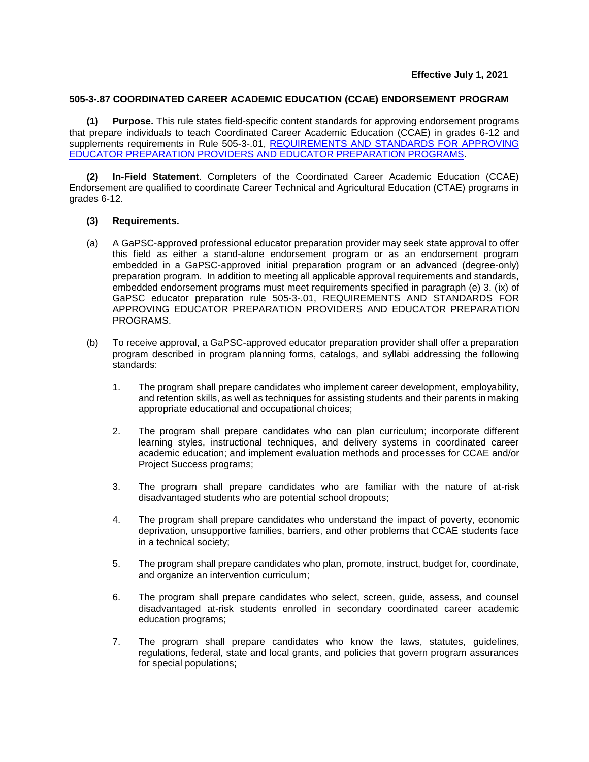**Effective July 1, 2021**

# 505-3-.87 COORDINATED CAREER ACADEMIC EDUCATION (CCAE) ENDORSEMENT PROGRAM

**(1) Purpose.** This rule states field-specific content standards for approving endorsement programs that prepare individuals to teach Coordinated Career Academic Education (CCAE) in grades 6-12 and supplements requirements in Rule 505-3-.01, [REQUIREMENTS AND STANDARDS FOR APPROVING EDUCATOR PREPARATION PROVIDERS AND EDUCATOR PREPARATION PROGRAMS]().

**(2) In-Field Statement**. Completers of the Coordinated Career Academic Education (CCAE) Endorsement are qualified to coordinate Career Technical and Agricultural Education (CTAE) programs in grades 6-12.

**(3) Requirements.**

(a) A GaPSC-approved professional educator preparation provider may seek state approval to offer this field as either a stand-alone endorsement program or as an endorsement program embedded in a GaPSC-approved initial preparation program or an advanced (degree-only) preparation program. In addition to meeting all applicable approval requirements and standards, embedded endorsement programs must meet requirements specified in paragraph (e) 3. (ix) of GaPSC educator preparation rule 505-3-.01, REQUIREMENTS AND STANDARDS FOR APPROVING EDUCATOR PREPARATION PROVIDERS AND EDUCATOR PREPARATION PROGRAMS.

(b) To receive approval, a GaPSC-approved educator preparation provider shall offer a preparation program described in program planning forms, catalogs, and syllabi addressing the following standards:

1. The program shall prepare candidates who implement career development, employability, and retention skills, as well as techniques for assisting students and their parents in making appropriate educational and occupational choices;

2. The program shall prepare candidates who can plan curriculum; incorporate different learning styles, instructional techniques, and delivery systems in coordinated career academic education; and implement evaluation methods and processes for CCAE and/or Project Success programs;

3. The program shall prepare candidates who are familiar with the nature of at-risk disadvantaged students who are potential school dropouts;

4. The program shall prepare candidates who understand the impact of poverty, economic deprivation, unsupportive families, barriers, and other problems that CCAE students face in a technical society;

5. The program shall prepare candidates who plan, promote, instruct, budget for, coordinate, and organize an intervention curriculum;

6. The program shall prepare candidates who select, screen, guide, assess, and counsel disadvantaged at-risk students enrolled in secondary coordinated career academic education programs;

7. The program shall prepare candidates who know the laws, statutes, guidelines, regulations, federal, state and local grants, and policies that govern program assurances for special populations;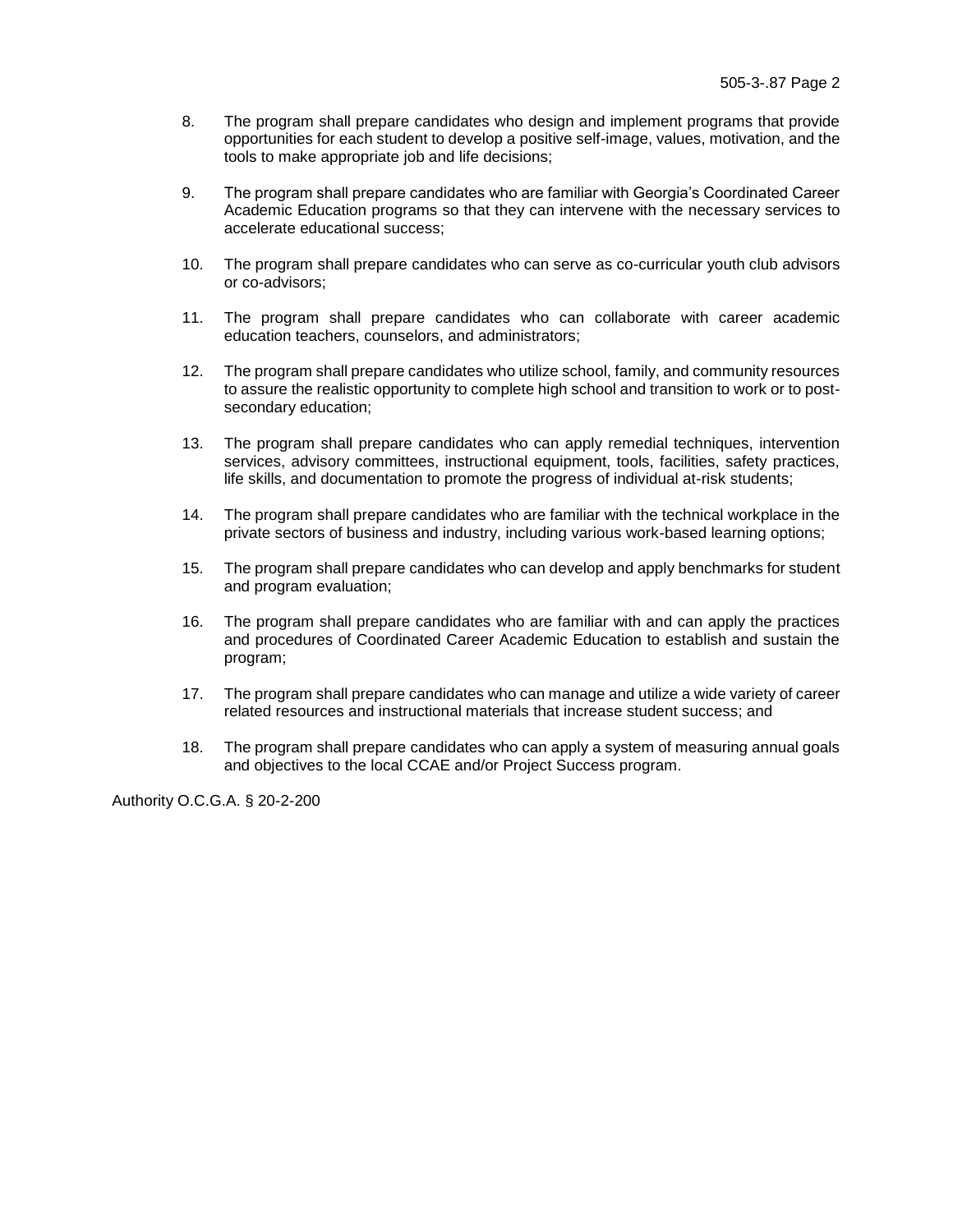8. The program shall prepare candidates who design and implement programs that provide opportunities for each student to develop a positive self-image, values, motivation, and the tools to make appropriate job and life decisions;

9. The program shall prepare candidates who are familiar with Georgia's Coordinated Career Academic Education programs so that they can intervene with the necessary services to accelerate educational success;

10. The program shall prepare candidates who can serve as co-curricular youth club advisors or co-advisors;

11. The program shall prepare candidates who can collaborate with career academic education teachers, counselors, and administrators;

12. The program shall prepare candidates who utilize school, family, and community resources to assure the realistic opportunity to complete high school and transition to work or to post-secondary education;

13. The program shall prepare candidates who can apply remedial techniques, intervention services, advisory committees, instructional equipment, tools, facilities, safety practices, life skills, and documentation to promote the progress of individual at-risk students;

14. The program shall prepare candidates who are familiar with the technical workplace in the private sectors of business and industry, including various work-based learning options;

15. The program shall prepare candidates who can develop and apply benchmarks for student and program evaluation;

16. The program shall prepare candidates who are familiar with and can apply the practices and procedures of Coordinated Career Academic Education to establish and sustain the program;

17. The program shall prepare candidates who can manage and utilize a wide variety of career related resources and instructional materials that increase student success; and

18. The program shall prepare candidates who can apply a system of measuring annual goals and objectives to the local CCAE and/or Project Success program.

Authority O.C.G.A. § 20-2-200